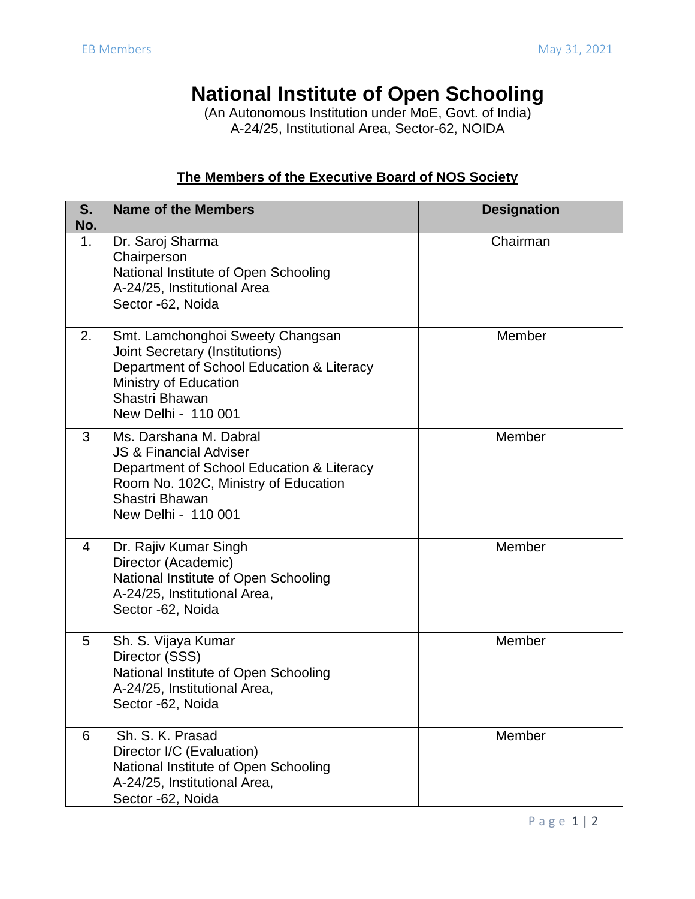# National Institute of Open Schooling

(An Autonomous Institution under MoE, Govt. of India)
A-24/25, Institutional Area, Sector-62, NOIDA

## The Members of the Executive Board of NOS Society

| S. No. | Name of the Members | Designation |
|---|---|---|
| 1. | Dr. Saroj Sharma<br>Chairperson<br>National Institute of Open Schooling<br>A-24/25, Institutional Area<br>Sector -62, Noida | Chairman |
| 2. | Smt. Lamchonghoi Sweety Changsan<br>Joint Secretary (Institutions)<br>Department of School Education & Literacy<br>Ministry of Education<br>Shastri Bhawan<br>New Delhi - 110 001 | Member |
| 3 | Ms. Darshana M. Dabral<br>JS & Financial Adviser<br>Department of School Education & Literacy<br>Room No. 102C, Ministry of Education<br>Shastri Bhawan<br>New Delhi - 110 001 | Member |
| 4 | Dr. Rajiv Kumar Singh<br>Director (Academic)<br>National Institute of Open Schooling<br>A-24/25, Institutional Area,<br>Sector -62, Noida | Member |
| 5 | Sh. S. Vijaya Kumar<br>Director (SSS)<br>National Institute of Open Schooling<br>A-24/25, Institutional Area,<br>Sector -62, Noida | Member |
| 6 | Sh. S. K. Prasad<br>Director I/C (Evaluation)<br>National Institute of Open Schooling<br>A-24/25, Institutional Area,<br>Sector -62, Noida | Member |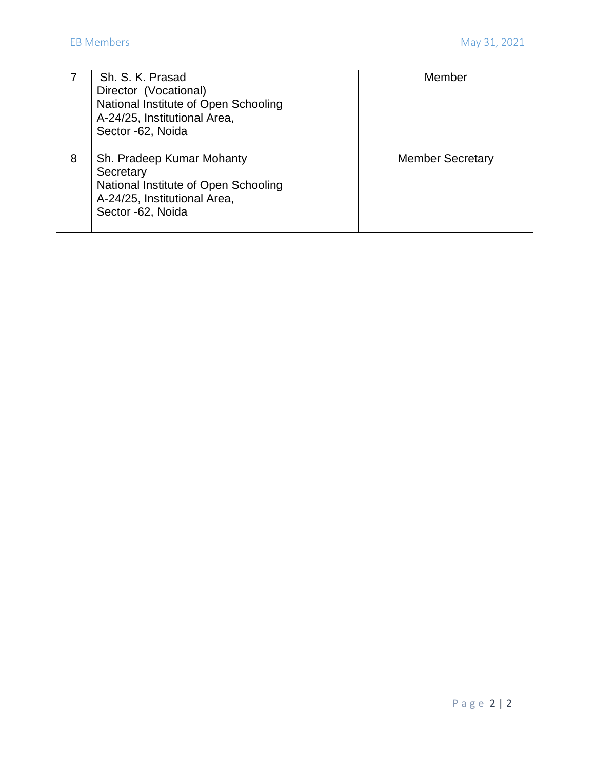| | | |
|---|---|---|
| 7 | Sh. S. K. Prasad<br>Director (Vocational)<br>National Institute of Open Schooling<br>A-24/25, Institutional Area,<br>Sector -62, Noida | Member |
| 8 | Sh. Pradeep Kumar Mohanty<br>Secretary<br>National Institute of Open Schooling<br>A-24/25, Institutional Area,<br>Sector -62, Noida | Member Secretary |